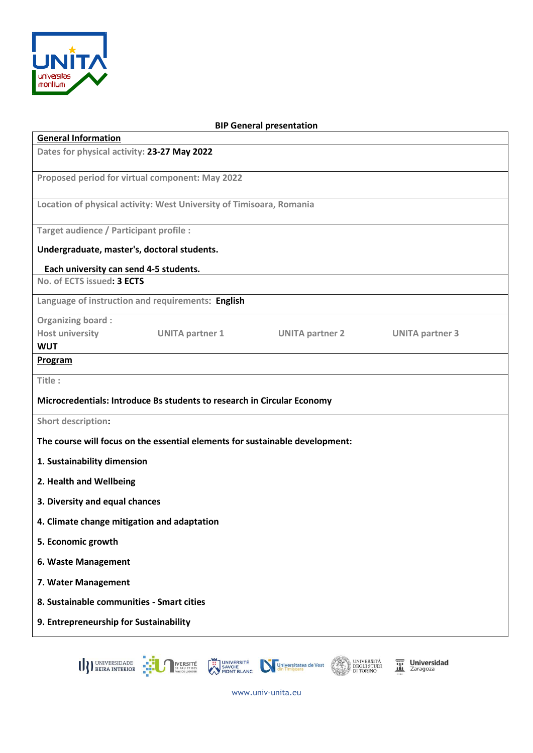**BIP General presentation**

**General Information**

Dates for physical activity: **23-27 May 2022**

Proposed period for virtual component: May 2022

Location of physical activity: West University of Timisoara, Romania

Target audience / Participant profile :

**Undergraduate, master's, doctoral students.**

**Each university can send 4-5 students.**

No. of ECTS issued**: 3 ECTS**

Language of instruction and requirements: **English**

Organizing board :

| Host university | UNITA partner 1 | UNITA partner 2 | UNITA partner 3 |
|---|---|---|---|
| **WUT** | | | |

**Program**

Title :

**Microcredentials: Introduce Bs students to research in Circular Economy**

Short description**:**

**The course will focus on the essential elements for sustainable development:**

**1. Sustainability dimension**

**2. Health and Wellbeing**

**3. Diversity and equal chances**

**4. Climate change mitigation and adaptation**

**5. Economic growth**

**6. Waste Management**

**7. Water Management**

**8. Sustainable communities - Smart cities**

**9. Entrepreneurship for Sustainability**

www.univ-unita.eu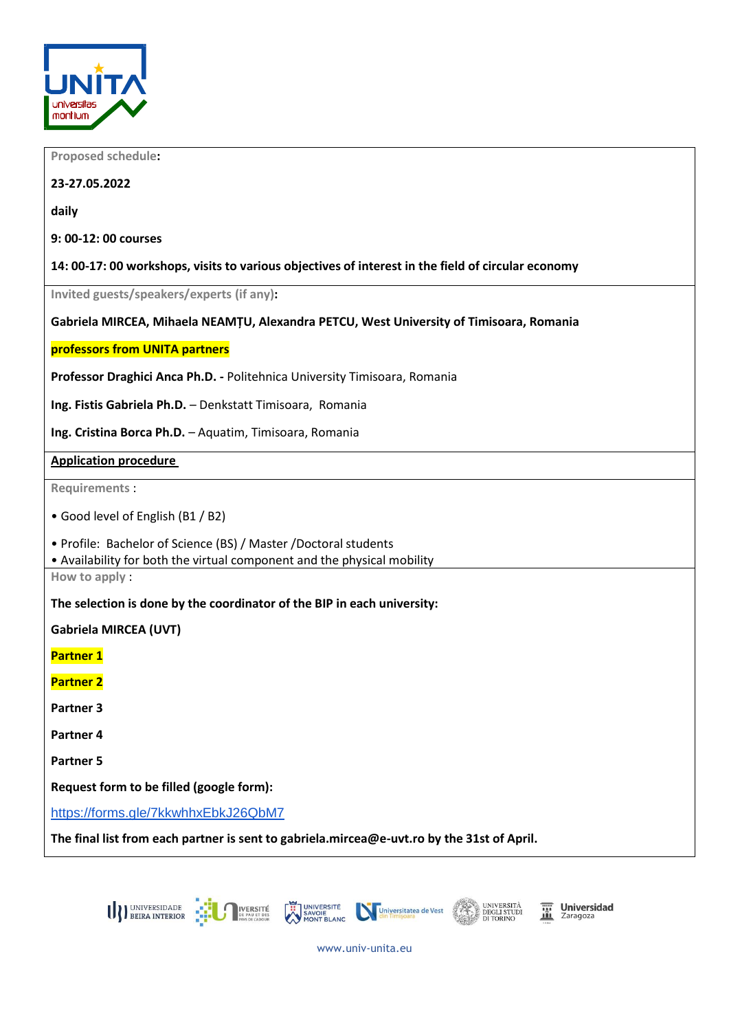Proposed schedule:

**23-27.05.2022**

**daily**

**9: 00-12: 00 courses**

**14: 00-17: 00 workshops, visits to various objectives of interest in the field of circular economy**

Invited guests/speakers/experts (if any):

**Gabriela MIRCEA, Mihaela NEAMȚU, Alexandra PETCU, West University of Timisoara, Romania**

**professors from UNITA partners**

**Professor Draghici Anca Ph.D. -** Politehnica University Timisoara, Romania

**Ing. Fistis Gabriela Ph.D.** – Denkstatt Timisoara, Romania

**Ing. Cristina Borca Ph.D.** – Aquatim, Timisoara, Romania

**Application procedure**

Requirements :

- Good level of English (B1 / B2)
- Profile: Bachelor of Science (BS) / Master /Doctoral students
- Availability for both the virtual component and the physical mobility

How to apply :

**The selection is done by the coordinator of the BIP in each university:**

**Gabriela MIRCEA (UVT)**

**Partner 1**

**Partner 2**

**Partner 3**

**Partner 4**

**Partner 5**

**Request form to be filled (google form):**

https://forms.gle/7kkwhhxEbkJ26QbM7

**The final list from each partner is sent to gabriela.mircea@e-uvt.ro by the 31st of April.**